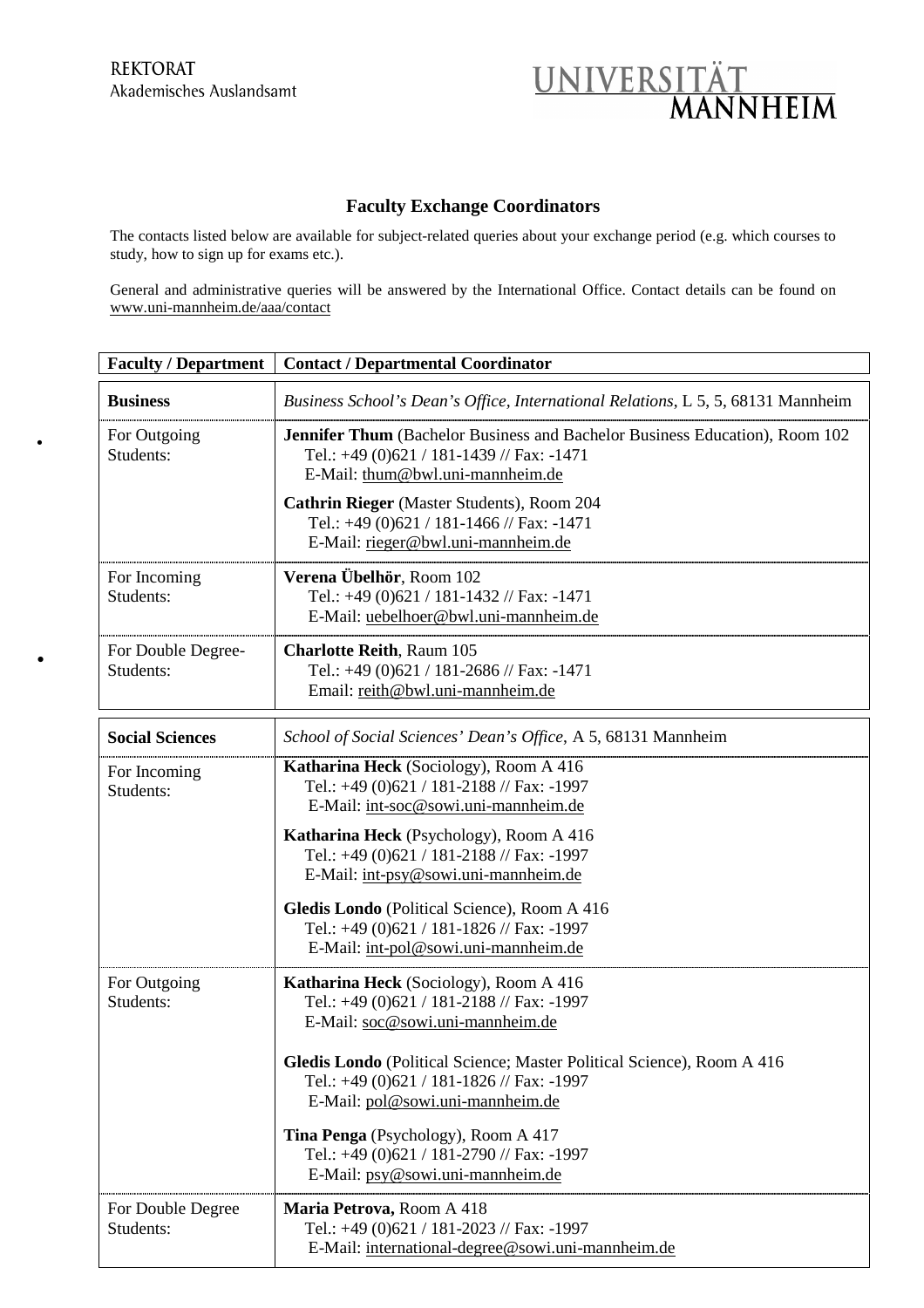REKTORAT
Akademisches Auslandsamt

UNIVERSITÄT MANNHEIM

## Faculty Exchange Coordinators

The contacts listed below are available for subject-related queries about your exchange period (e.g. which courses to study, how to sign up for exams etc.).

General and administrative queries will be answered by the International Office. Contact details can be found on www.uni-mannheim.de/aaa/contact

| Faculty / Department | Contact / Departmental Coordinator |
|---|---|
| **Business** | *Business School's Dean's Office, International Relations*, L 5, 5, 68131 Mannheim |
| For Outgoing Students: | **Jennifer Thum** (Bachelor Business and Bachelor Business Education), Room 102<br>Tel.: +49 (0)621 / 181-1439 // Fax: -1471<br>E-Mail: thum@bwl.uni-mannheim.de<br><br>**Cathrin Rieger** (Master Students), Room 204<br>Tel.: +49 (0)621 / 181-1466 // Fax: -1471<br>E-Mail: rieger@bwl.uni-mannheim.de |
| For Incoming Students: | **Verena Übelhör**, Room 102<br>Tel.: +49 (0)621 / 181-1432 // Fax: -1471<br>E-Mail: uebelhoer@bwl.uni-mannheim.de |
| For Double Degree-Students: | **Charlotte Reith**, Raum 105<br>Tel.: +49 (0)621 / 181-2686 // Fax: -1471<br>Email: reith@bwl.uni-mannheim.de |
| **Social Sciences** | *School of Social Sciences' Dean's Office*, A 5, 68131 Mannheim |
| For Incoming Students: | **Katharina Heck** (Sociology), Room A 416<br>Tel.: +49 (0)621 / 181-2188 // Fax: -1997<br>E-Mail: int-soc@sowi.uni-mannheim.de<br><br>**Katharina Heck** (Psychology), Room A 416<br>Tel.: +49 (0)621 / 181-2188 // Fax: -1997<br>E-Mail: int-psy@sowi.uni-mannheim.de<br><br>**Gledis Londo** (Political Science), Room A 416<br>Tel.: +49 (0)621 / 181-1826 // Fax: -1997<br>E-Mail: int-pol@sowi.uni-mannheim.de |
| For Outgoing Students: | **Katharina Heck** (Sociology), Room A 416<br>Tel.: +49 (0)621 / 181-2188 // Fax: -1997<br>E-Mail: soc@sowi.uni-mannheim.de<br><br>**Gledis Londo** (Political Science; Master Political Science), Room A 416<br>Tel.: +49 (0)621 / 181-1826 // Fax: -1997<br>E-Mail: pol@sowi.uni-mannheim.de<br><br>**Tina Penga** (Psychology), Room A 417<br>Tel.: +49 (0)621 / 181-2790 // Fax: -1997<br>E-Mail: psy@sowi.uni-mannheim.de |
| For Double Degree Students: | **Maria Petrova,** Room A 418<br>Tel.: +49 (0)621 / 181-2023 // Fax: -1997<br>E-Mail: international-degree@sowi.uni-mannheim.de |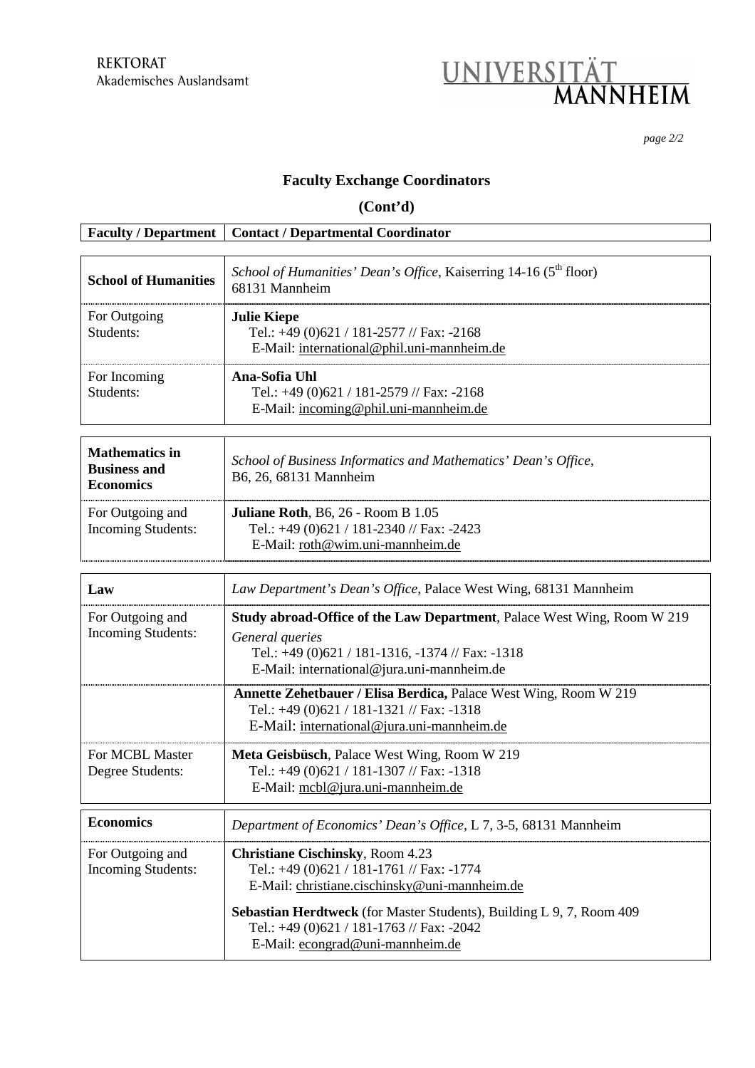REKTORAT
Akademisches Auslandsamt

UNIVERSITÄT MANNHEIM

## Faculty Exchange Coordinators

### (Cont'd)

| Faculty / Department | Contact / Departmental Coordinator |
|---|---|
| **School of Humanities** | *School of Humanities' Dean's Office*, Kaiserring 14-16 (5th floor) 68131 Mannheim |
| For Outgoing Students: | **Julie Kiepe** Tel.: +49 (0)621 / 181-2577 // Fax: -2168 E-Mail: international@phil.uni-mannheim.de |
| For Incoming Students: | **Ana-Sofia Uhl** Tel.: +49 (0)621 / 181-2579 // Fax: -2168 E-Mail: incoming@phil.uni-mannheim.de |
| **Mathematics in Business and Economics** | *School of Business Informatics and Mathematics' Dean's Office*, B6, 26, 68131 Mannheim |
| For Outgoing and Incoming Students: | **Juliane Roth**, B6, 26 - Room B 1.05 Tel.: +49 (0)621 / 181-2340 // Fax: -2423 E-Mail: roth@wim.uni-mannheim.de |
| **Law** | *Law Department's Dean's Office*, Palace West Wing, 68131 Mannheim |
| For Outgoing and Incoming Students: | **Study abroad-Office of the Law Department**, Palace West Wing, Room W 219 *General queries* Tel.: +49 (0)621 / 181-1316, -1374 // Fax: -1318 E-Mail: international@jura.uni-mannheim.de |
| | **Annette Zehetbauer / Elisa Berdica,** Palace West Wing, Room W 219 Tel.: +49 (0)621 / 181-1321 // Fax: -1318 E-Mail: international@jura.uni-mannheim.de |
| For MCBL Master Degree Students: | **Meta Geisbüsch**, Palace West Wing, Room W 219 Tel.: +49 (0)621 / 181-1307 // Fax: -1318 E-Mail: mcbl@jura.uni-mannheim.de |
| **Economics** | *Department of Economics' Dean's Office*, L 7, 3-5, 68131 Mannheim |
| For Outgoing and Incoming Students: | **Christiane Cischinsky**, Room 4.23 Tel.: +49 (0)621 / 181-1761 // Fax: -1774 E-Mail: christiane.cischinsky@uni-mannheim.de **Sebastian Herdtweck** (for Master Students), Building L 9, 7, Room 409 Tel.: +49 (0)621 / 181-1763 // Fax: -2042 E-Mail: econgrad@uni-mannheim.de |